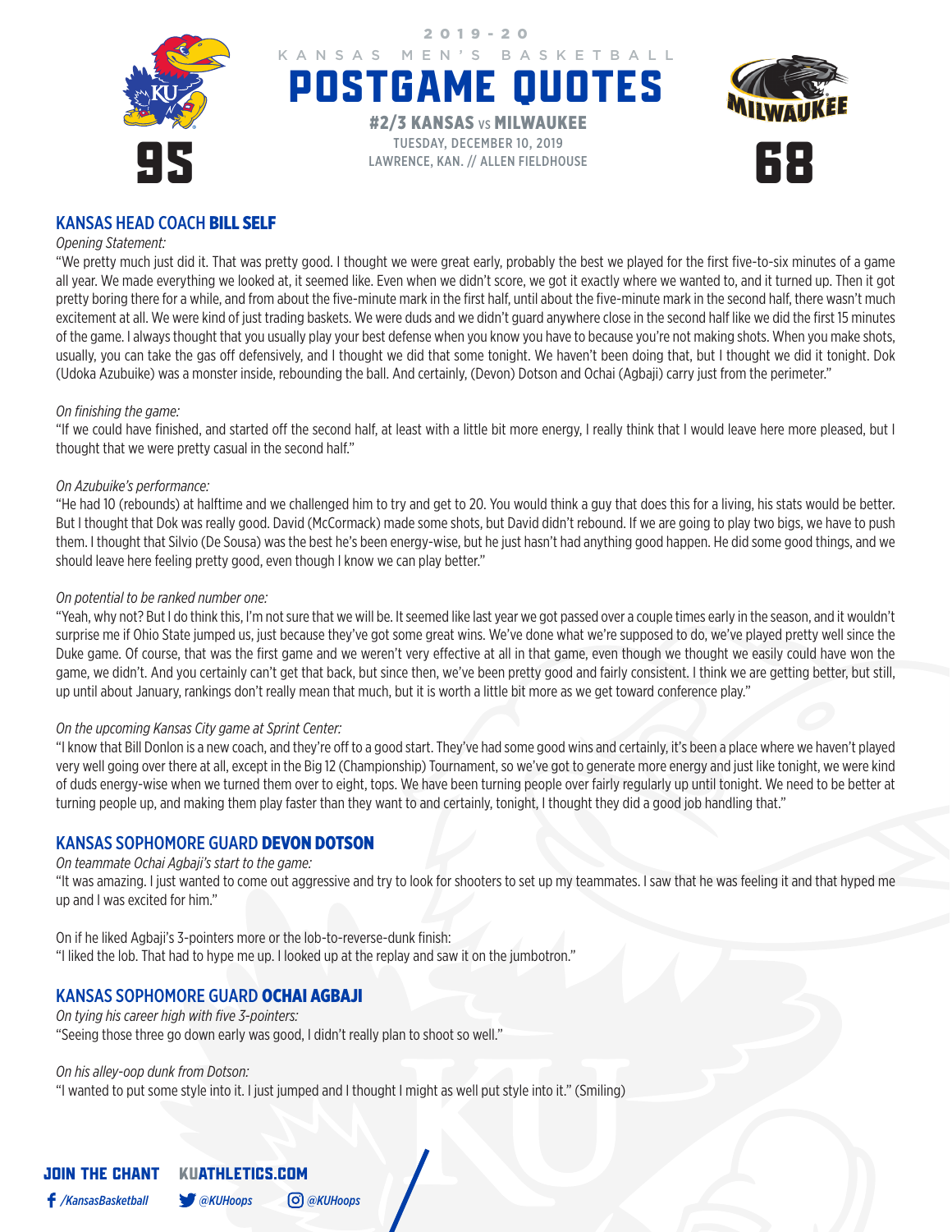2019-20

KANSAS MEN'S BASKETBALL

# POSTGAME QUOTES

**#2/3 KANSAS** vs **MILWAUKEE**

TUESDAY, DECEMBER 10, 2019

LAWRENCE, KAN. // ALLEN FIELDHOUSE

**95** — **68**

## KANSAS HEAD COACH **BILL SELF**

*Opening Statement:*

"We pretty much just did it. That was pretty good. I thought we were great early, probably the best we played for the first five-to-six minutes of a game all year. We made everything we looked at, it seemed like. Even when we didn't score, we got it exactly where we wanted to, and it turned up. Then it got pretty boring there for a while, and from about the five-minute mark in the first half, until about the five-minute mark in the second half, there wasn't much excitement at all. We were kind of just trading baskets. We were duds and we didn't guard anywhere close in the second half like we did the first 15 minutes of the game. I always thought that you usually play your best defense when you know you have to because you're not making shots. When you make shots, usually, you can take the gas off defensively, and I thought we did that some tonight. We haven't been doing that, but I thought we did it tonight. Dok (Udoka Azubuike) was a monster inside, rebounding the ball. And certainly, (Devon) Dotson and Ochai (Agbaji) carry just from the perimeter."

*On finishing the game:*

"If we could have finished, and started off the second half, at least with a little bit more energy, I really think that I would leave here more pleased, but I thought that we were pretty casual in the second half."

*On Azubuike's performance:*

"He had 10 (rebounds) at halftime and we challenged him to try and get to 20. You would think a guy that does this for a living, his stats would be better. But I thought that Dok was really good. David (McCormack) made some shots, but David didn't rebound. If we are going to play two bigs, we have to push them. I thought that Silvio (De Sousa) was the best he's been energy-wise, but he just hasn't had anything good happen. He did some good things, and we should leave here feeling pretty good, even though I know we can play better."

*On potential to be ranked number one:*

"Yeah, why not? But I do think this, I'm not sure that we will be. It seemed like last year we got passed over a couple times early in the season, and it wouldn't surprise me if Ohio State jumped us, just because they've got some great wins. We've done what we're supposed to do, we've played pretty well since the Duke game. Of course, that was the first game and we weren't very effective at all in that game, even though we thought we easily could have won the game, we didn't. And you certainly can't get that back, but since then, we've been pretty good and fairly consistent. I think we are getting better, but still, up until about January, rankings don't really mean that much, but it is worth a little bit more as we get toward conference play."

*On the upcoming Kansas City game at Sprint Center:*

"I know that Bill Donlon is a new coach, and they're off to a good start. They've had some good wins and certainly, it's been a place where we haven't played very well going over there at all, except in the Big 12 (Championship) Tournament, so we've got to generate more energy and just like tonight, we were kind of duds energy-wise when we turned them over to eight, tops. We have been turning people over fairly regularly up until tonight. We need to be better at turning people up, and making them play faster than they want to and certainly, tonight, I thought they did a good job handling that."

## KANSAS SOPHOMORE GUARD **DEVON DOTSON**

*On teammate Ochai Agbaji's start to the game:*

"It was amazing. I just wanted to come out aggressive and try to look for shooters to set up my teammates. I saw that he was feeling it and that hyped me up and I was excited for him."

On if he liked Agbaji's 3-pointers more or the lob-to-reverse-dunk finish:

"I liked the lob. That had to hype me up. I looked up at the replay and saw it on the jumbotron."

## KANSAS SOPHOMORE GUARD **OCHAI AGBAJI**

*On tying his career high with five 3-pointers:*

"Seeing those three go down early was good, I didn't really plan to shoot so well."

*On his alley-oop dunk from Dotson:*

"I wanted to put some style into it. I just jumped and I thought I might as well put style into it." (Smiling)

**JOIN THE CHANT** **KUATHLETICS.COM**

/KansasBasketball @KUHoops @KUHoops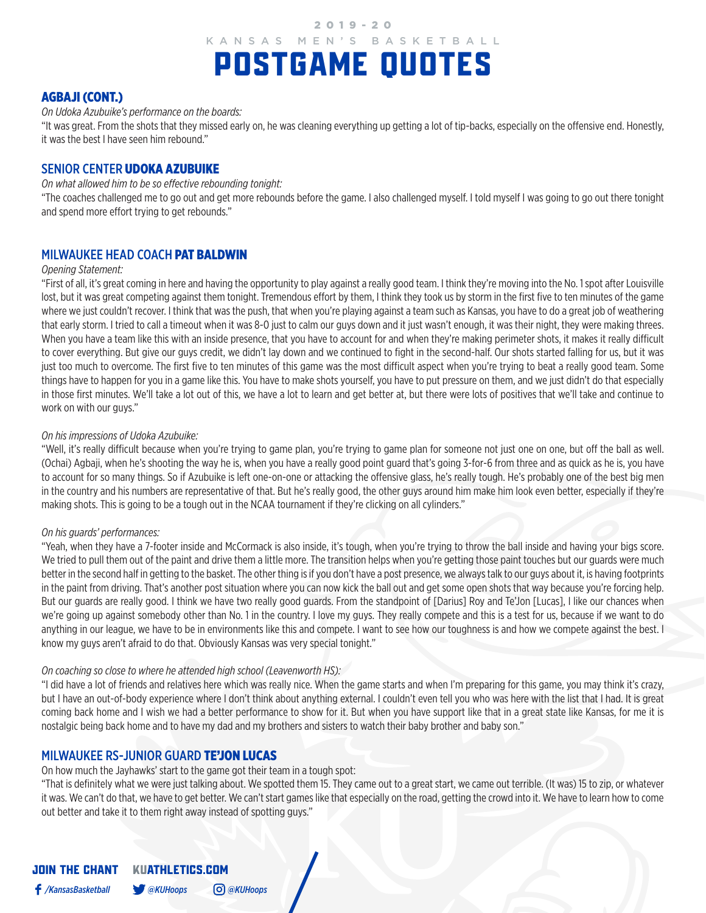# POSTGAME QUOTES

## AGBAJI (CONT.)

*On Udoka Azubuike's performance on the boards:*

"It was great. From the shots that they missed early on, he was cleaning everything up getting a lot of tip-backs, especially on the offensive end. Honestly, it was the best I have seen him rebound."

## SENIOR CENTER UDOKA AZUBUIKE

*On what allowed him to be so effective rebounding tonight:*

"The coaches challenged me to go out and get more rebounds before the game. I also challenged myself. I told myself I was going to go out there tonight and spend more effort trying to get rebounds."

## MILWAUKEE HEAD COACH PAT BALDWIN

*Opening Statement:*

"First of all, it's great coming in here and having the opportunity to play against a really good team. I think they're moving into the No. 1 spot after Louisville lost, but it was great competing against them tonight. Tremendous effort by them, I think they took us by storm in the first five to ten minutes of the game where we just couldn't recover. I think that was the push, that when you're playing against a team such as Kansas, you have to do a great job of weathering that early storm. I tried to call a timeout when it was 8-0 just to calm our guys down and it just wasn't enough, it was their night, they were making threes. When you have a team like this with an inside presence, that you have to account for and when they're making perimeter shots, it makes it really difficult to cover everything. But give our guys credit, we didn't lay down and we continued to fight in the second-half. Our shots started falling for us, but it was just too much to overcome. The first five to ten minutes of this game was the most difficult aspect when you're trying to beat a really good team. Some things have to happen for you in a game like this. You have to make shots yourself, you have to put pressure on them, and we just didn't do that especially in those first minutes. We'll take a lot out of this, we have a lot to learn and get better at, but there were lots of positives that we'll take and continue to work on with our guys."

*On his impressions of Udoka Azubuike:*

"Well, it's really difficult because when you're trying to game plan, you're trying to game plan for someone not just one on one, but off the ball as well. (Ochai) Agbaji, when he's shooting the way he is, when you have a really good point guard that's going 3-for-6 from three and as quick as he is, you have to account for so many things. So if Azubuike is left one-on-one or attacking the offensive glass, he's really tough. He's probably one of the best big men in the country and his numbers are representative of that. But he's really good, the other guys around him make him look even better, especially if they're making shots. This is going to be a tough out in the NCAA tournament if they're clicking on all cylinders."

*On his guards' performances:*

"Yeah, when they have a 7-footer inside and McCormack is also inside, it's tough, when you're trying to throw the ball inside and having your bigs score. We tried to pull them out of the paint and drive them a little more. The transition helps when you're getting those paint touches but our guards were much better in the second half in getting to the basket. The other thing is if you don't have a post presence, we always talk to our guys about it, is having footprints in the paint from driving. That's another post situation where you can now kick the ball out and get some open shots that way because you're forcing help. But our guards are really good. I think we have two really good guards. From the standpoint of [Darius] Roy and Te'Jon [Lucas], I like our chances when we're going up against somebody other than No. 1 in the country. I love my guys. They really compete and this is a test for us, because if we want to do anything in our league, we have to be in environments like this and compete. I want to see how our toughness is and how we compete against the best. I know my guys aren't afraid to do that. Obviously Kansas was very special tonight."

*On coaching so close to where he attended high school (Leavenworth HS):*

"I did have a lot of friends and relatives here which was really nice. When the game starts and when I'm preparing for this game, you may think it's crazy, but I have an out-of-body experience where I don't think about anything external. I couldn't even tell you who was here with the list that I had. It is great coming back home and I wish we had a better performance to show for it. But when you have support like that in a great state like Kansas, for me it is nostalgic being back home and to have my dad and my brothers and sisters to watch their baby brother and baby son."

## MILWAUKEE RS-JUNIOR GUARD TE'JON LUCAS

On how much the Jayhawks' start to the game got their team in a tough spot:

"That is definitely what we were just talking about. We spotted them 15. They came out to a great start, we came out terrible. (It was) 15 to zip, or whatever it was. We can't do that, we have to get better. We can't start games like that especially on the road, getting the crowd into it. We have to learn how to come out better and take it to them right away instead of spotting guys."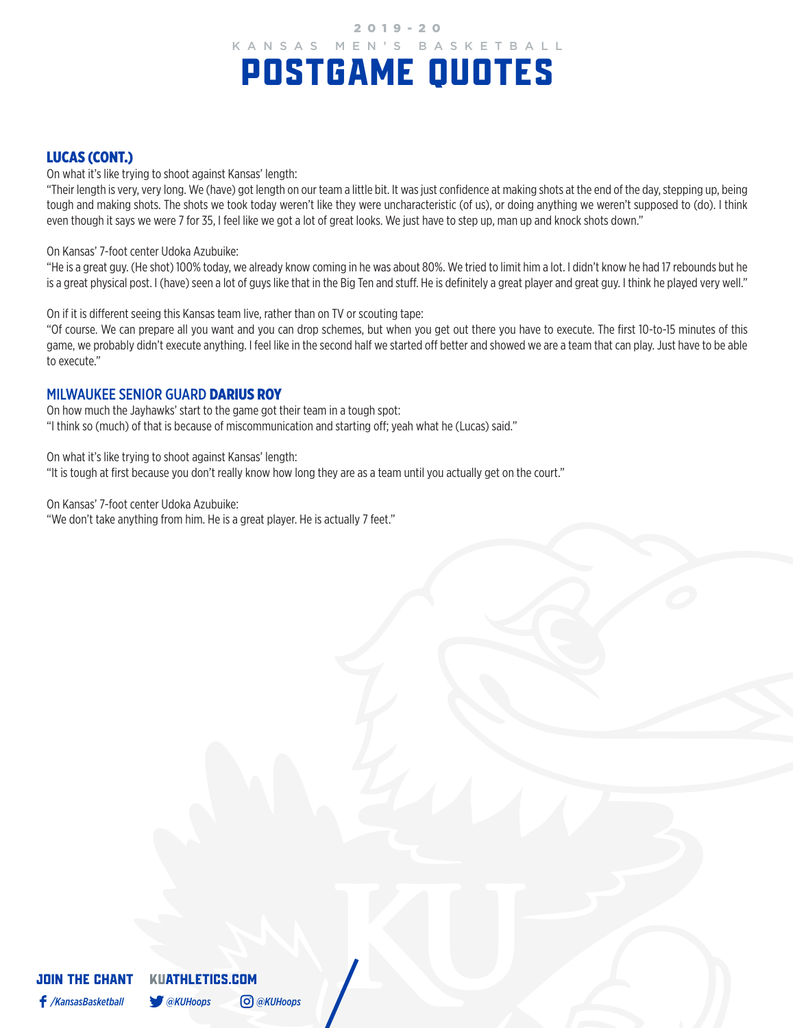## LUCAS (CONT.)

On what it's like trying to shoot against Kansas' length:
"Their length is very, very long. We (have) got length on our team a little bit. It was just confidence at making shots at the end of the day, stepping up, being tough and making shots. The shots we took today weren't like they were uncharacteristic (of us), or doing anything we weren't supposed to (do). I think even though it says we were 7 for 35, I feel like we got a lot of great looks. We just have to step up, man up and knock shots down."

On Kansas' 7-foot center Udoka Azubuike:
"He is a great guy. (He shot) 100% today, we already know coming in he was about 80%. We tried to limit him a lot. I didn't know he had 17 rebounds but he is a great physical post. I (have) seen a lot of guys like that in the Big Ten and stuff. He is definitely a great player and great guy. I think he played very well."

On if it is different seeing this Kansas team live, rather than on TV or scouting tape:
"Of course. We can prepare all you want and you can drop schemes, but when you get out there you have to execute. The first 10-to-15 minutes of this game, we probably didn't execute anything. I feel like in the second half we started off better and showed we are a team that can play. Just have to be able to execute."

## MILWAUKEE SENIOR GUARD **DARIUS ROY**

On how much the Jayhawks' start to the game got their team in a tough spot:
"I think so (much) of that is because of miscommunication and starting off; yeah what he (Lucas) said."

On what it's like trying to shoot against Kansas' length:
"It is tough at first because you don't really know how long they are as a team until you actually get on the court."

On Kansas' 7-foot center Udoka Azubuike:
"We don't take anything from him. He is a great player. He is actually 7 feet."